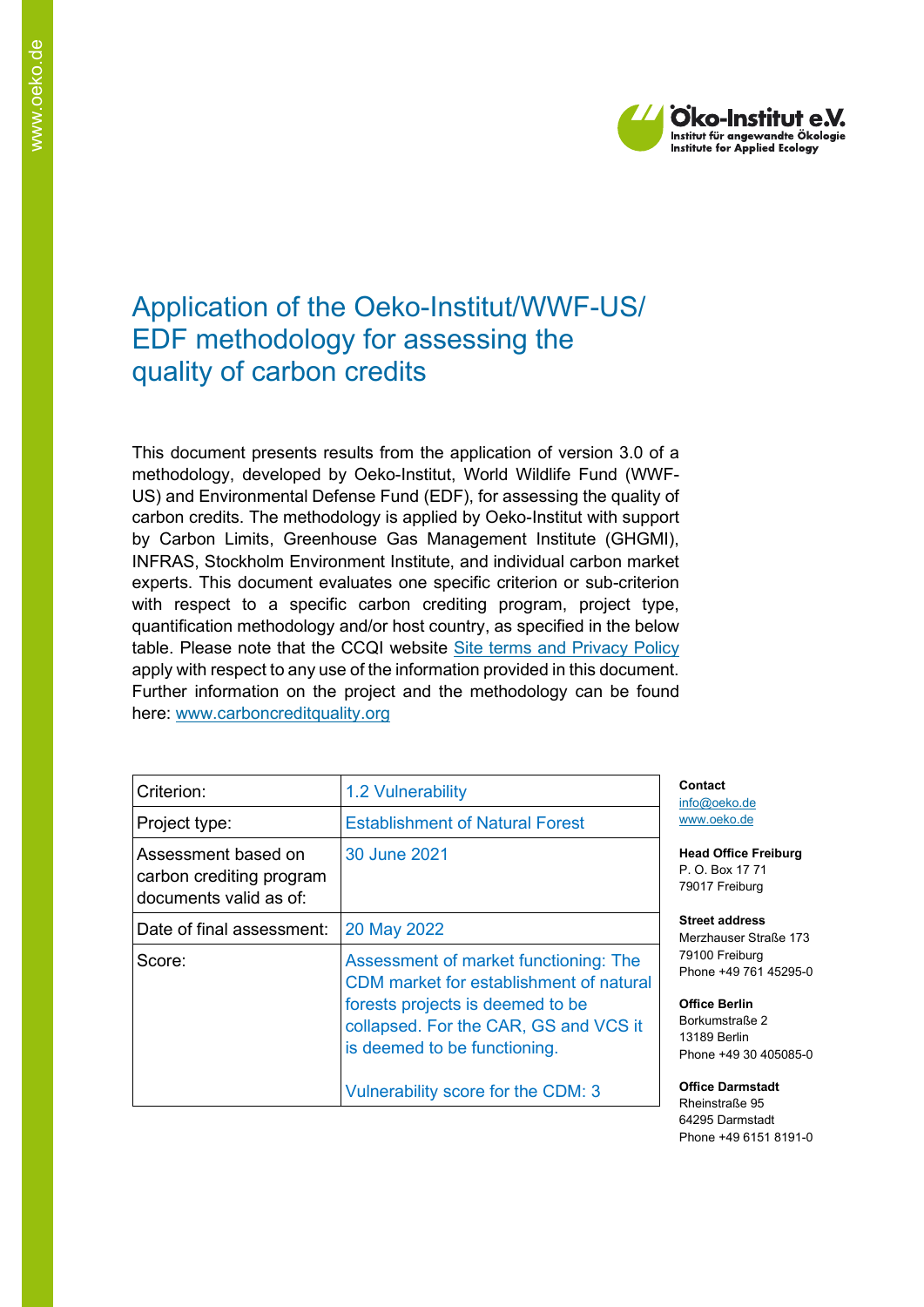Öko-Institut e.V.
Institut für angewandte Ökologie
Institute for Applied Ecology

# Application of the Oeko-Institut/WWF-US/ EDF methodology for assessing the quality of carbon credits

This document presents results from the application of version 3.0 of a methodology, developed by Oeko-Institut, World Wildlife Fund (WWF-US) and Environmental Defense Fund (EDF), for assessing the quality of carbon credits. The methodology is applied by Oeko-Institut with support by Carbon Limits, Greenhouse Gas Management Institute (GHGMI), INFRAS, Stockholm Environment Institute, and individual carbon market experts. This document evaluates one specific criterion or sub-criterion with respect to a specific carbon crediting program, project type, quantification methodology and/or host country, as specified in the below table. Please note that the CCQI website Site terms and Privacy Policy apply with respect to any use of the information provided in this document. Further information on the project and the methodology can be found here: www.carboncreditquality.org

| Criterion: | 1.2 Vulnerability |
|---|---|
| Project type: | Establishment of Natural Forest |
| Assessment based on carbon crediting program documents valid as of: | 30 June 2021 |
| Date of final assessment: | 20 May 2022 |
| Score: | Assessment of market functioning: The CDM market for establishment of natural forests projects is deemed to be collapsed. For the CAR, GS and VCS it is deemed to be functioning.<br><br>Vulnerability score for the CDM: 3 |

**Contact**
info@oeko.de
www.oeko.de

**Head Office Freiburg**
P. O. Box 17 71
79017 Freiburg

**Street address**
Merzhauser Straße 173
79100 Freiburg
Phone +49 761 45295-0

**Office Berlin**
Borkumstraße 2
13189 Berlin
Phone +49 30 405085-0

**Office Darmstadt**
Rheinstraße 95
64295 Darmstadt
Phone +49 6151 8191-0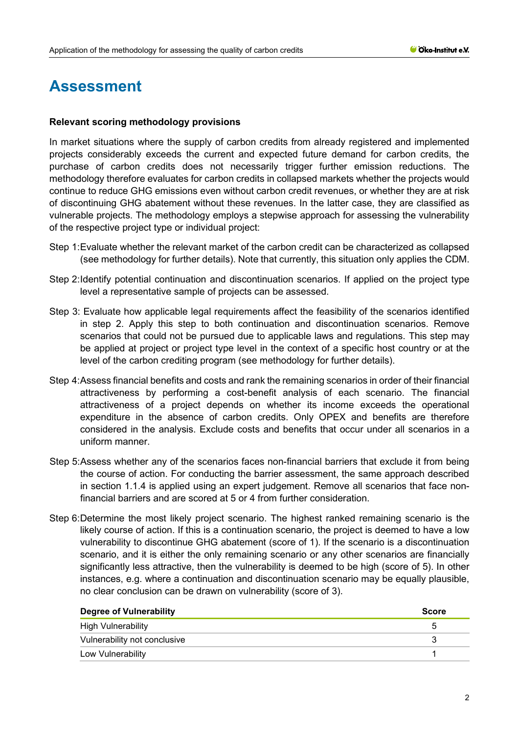# Assessment

**Relevant scoring methodology provisions**

In market situations where the supply of carbon credits from already registered and implemented projects considerably exceeds the current and expected future demand for carbon credits, the purchase of carbon credits does not necessarily trigger further emission reductions. The methodology therefore evaluates for carbon credits in collapsed markets whether the projects would continue to reduce GHG emissions even without carbon credit revenues, or whether they are at risk of discontinuing GHG abatement without these revenues. In the latter case, they are classified as vulnerable projects. The methodology employs a stepwise approach for assessing the vulnerability of the respective project type or individual project:

Step 1: Evaluate whether the relevant market of the carbon credit can be characterized as collapsed (see methodology for further details). Note that currently, this situation only applies the CDM.

Step 2: Identify potential continuation and discontinuation scenarios. If applied on the project type level a representative sample of projects can be assessed.

Step 3: Evaluate how applicable legal requirements affect the feasibility of the scenarios identified in step 2. Apply this step to both continuation and discontinuation scenarios. Remove scenarios that could not be pursued due to applicable laws and regulations. This step may be applied at project or project type level in the context of a specific host country or at the level of the carbon crediting program (see methodology for further details).

Step 4: Assess financial benefits and costs and rank the remaining scenarios in order of their financial attractiveness by performing a cost-benefit analysis of each scenario. The financial attractiveness of a project depends on whether its income exceeds the operational expenditure in the absence of carbon credits. Only OPEX and benefits are therefore considered in the analysis. Exclude costs and benefits that occur under all scenarios in a uniform manner.

Step 5: Assess whether any of the scenarios faces non-financial barriers that exclude it from being the course of action. For conducting the barrier assessment, the same approach described in section 1.1.4 is applied using an expert judgement. Remove all scenarios that face non-financial barriers and are scored at 5 or 4 from further consideration.

Step 6: Determine the most likely project scenario. The highest ranked remaining scenario is the likely course of action. If this is a continuation scenario, the project is deemed to have a low vulnerability to discontinue GHG abatement (score of 1). If the scenario is a discontinuation scenario, and it is either the only remaining scenario or any other scenarios are financially significantly less attractive, then the vulnerability is deemed to be high (score of 5). In other instances, e.g. where a continuation and discontinuation scenario may be equally plausible, no clear conclusion can be drawn on vulnerability (score of 3).

| Degree of Vulnerability | Score |
|---|---|
| High Vulnerability | 5 |
| Vulnerability not conclusive | 3 |
| Low Vulnerability | 1 |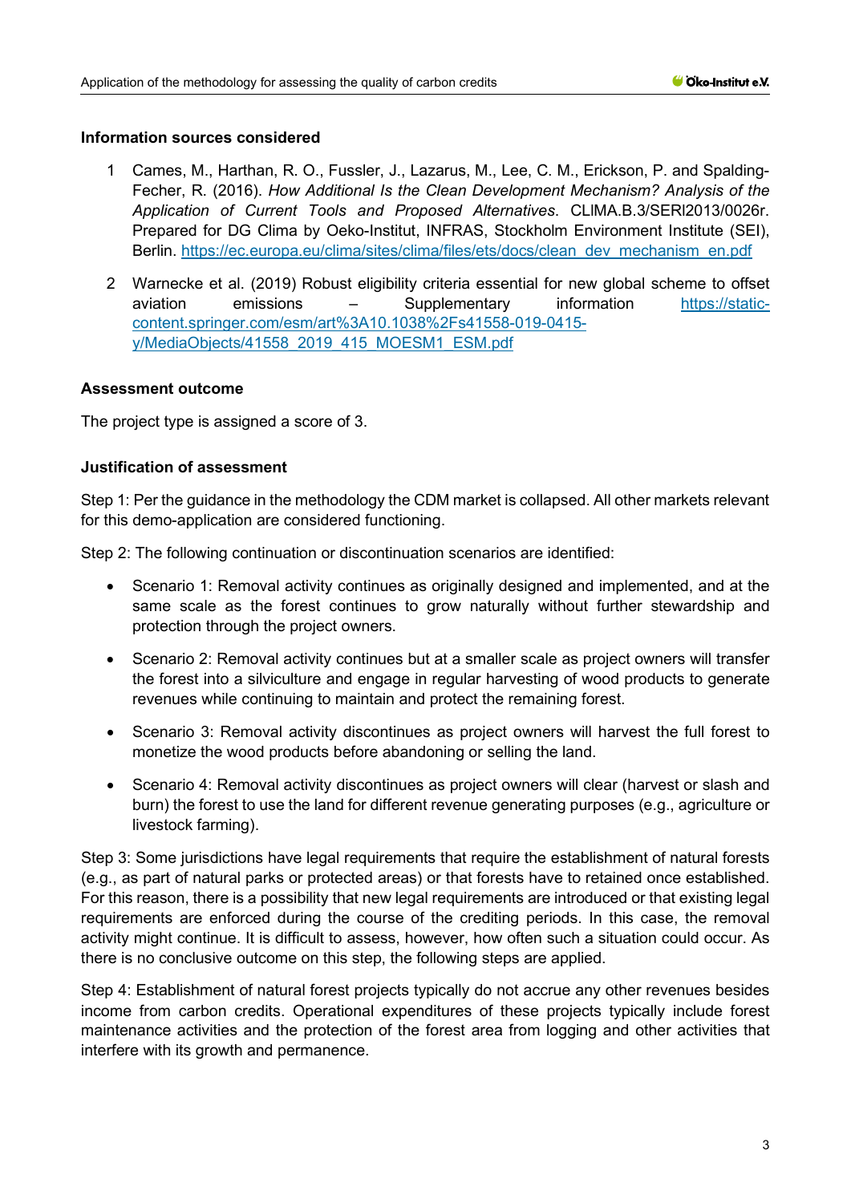**Information sources considered**

1. Cames, M., Harthan, R. O., Fussler, J., Lazarus, M., Lee, C. M., Erickson, P. and Spalding-Fecher, R. (2016). *How Additional Is the Clean Development Mechanism? Analysis of the Application of Current Tools and Proposed Alternatives*. CLIMA.B.3/SERI2013/0026r. Prepared for DG Clima by Oeko-Institut, INFRAS, Stockholm Environment Institute (SEI), Berlin. https://ec.europa.eu/clima/sites/clima/files/ets/docs/clean_dev_mechanism_en.pdf

2. Warnecke et al. (2019) Robust eligibility criteria essential for new global scheme to offset aviation emissions – Supplementary information https://static-content.springer.com/esm/art%3A10.1038%2Fs41558-019-0415-y/MediaObjects/41558_2019_415_MOESM1_ESM.pdf

**Assessment outcome**

The project type is assigned a score of 3.

**Justification of assessment**

Step 1: Per the guidance in the methodology the CDM market is collapsed. All other markets relevant for this demo-application are considered functioning.

Step 2: The following continuation or discontinuation scenarios are identified:

- Scenario 1: Removal activity continues as originally designed and implemented, and at the same scale as the forest continues to grow naturally without further stewardship and protection through the project owners.
- Scenario 2: Removal activity continues but at a smaller scale as project owners will transfer the forest into a silviculture and engage in regular harvesting of wood products to generate revenues while continuing to maintain and protect the remaining forest.
- Scenario 3: Removal activity discontinues as project owners will harvest the full forest to monetize the wood products before abandoning or selling the land.
- Scenario 4: Removal activity discontinues as project owners will clear (harvest or slash and burn) the forest to use the land for different revenue generating purposes (e.g., agriculture or livestock farming).

Step 3: Some jurisdictions have legal requirements that require the establishment of natural forests (e.g., as part of natural parks or protected areas) or that forests have to retained once established. For this reason, there is a possibility that new legal requirements are introduced or that existing legal requirements are enforced during the course of the crediting periods. In this case, the removal activity might continue. It is difficult to assess, however, how often such a situation could occur. As there is no conclusive outcome on this step, the following steps are applied.

Step 4: Establishment of natural forest projects typically do not accrue any other revenues besides income from carbon credits. Operational expenditures of these projects typically include forest maintenance activities and the protection of the forest area from logging and other activities that interfere with its growth and permanence.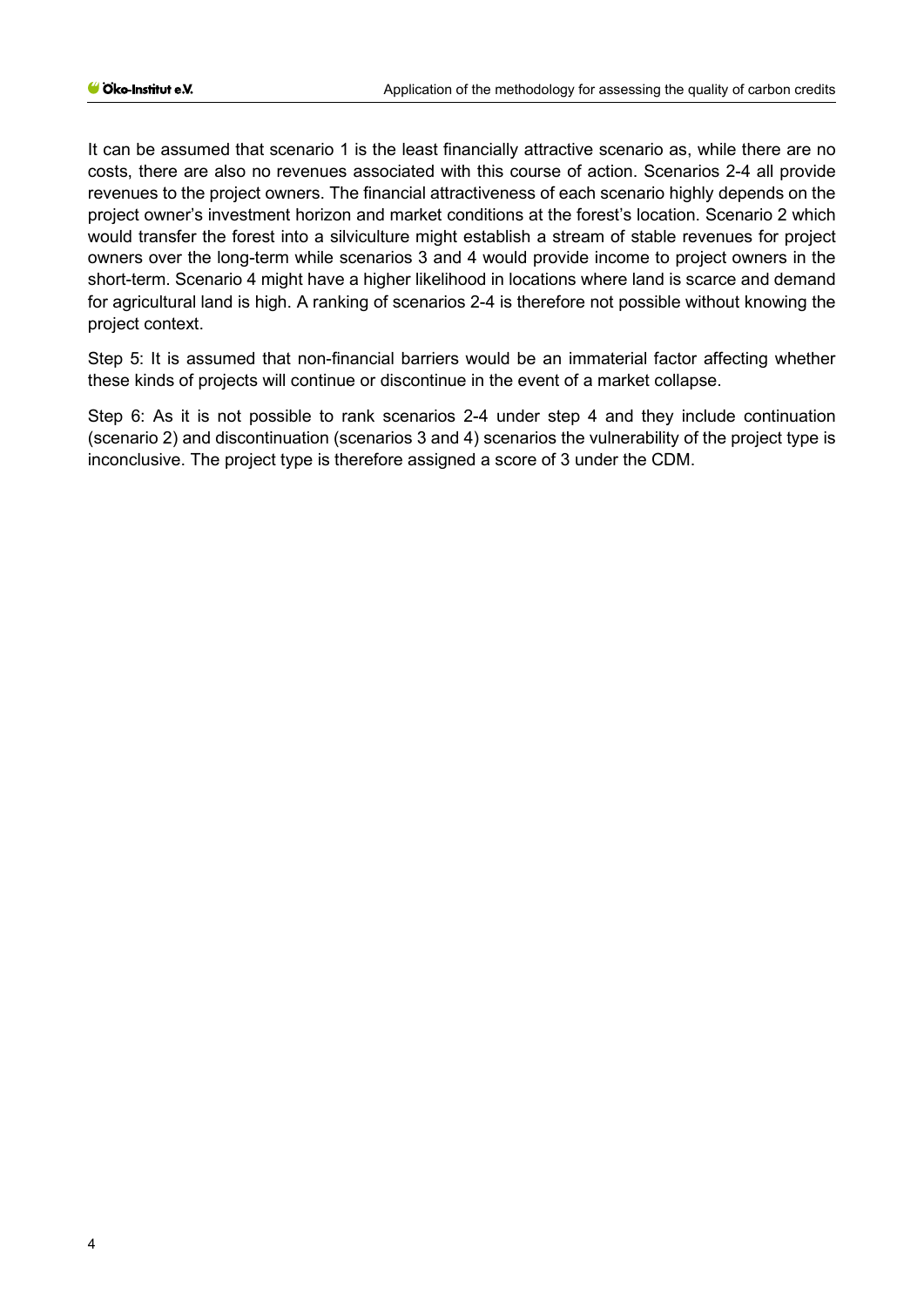It can be assumed that scenario 1 is the least financially attractive scenario as, while there are no costs, there are also no revenues associated with this course of action. Scenarios 2-4 all provide revenues to the project owners. The financial attractiveness of each scenario highly depends on the project owner's investment horizon and market conditions at the forest's location. Scenario 2 which would transfer the forest into a silviculture might establish a stream of stable revenues for project owners over the long-term while scenarios 3 and 4 would provide income to project owners in the short-term. Scenario 4 might have a higher likelihood in locations where land is scarce and demand for agricultural land is high. A ranking of scenarios 2-4 is therefore not possible without knowing the project context.

Step 5: It is assumed that non-financial barriers would be an immaterial factor affecting whether these kinds of projects will continue or discontinue in the event of a market collapse.

Step 6: As it is not possible to rank scenarios 2-4 under step 4 and they include continuation (scenario 2) and discontinuation (scenarios 3 and 4) scenarios the vulnerability of the project type is inconclusive. The project type is therefore assigned a score of 3 under the CDM.